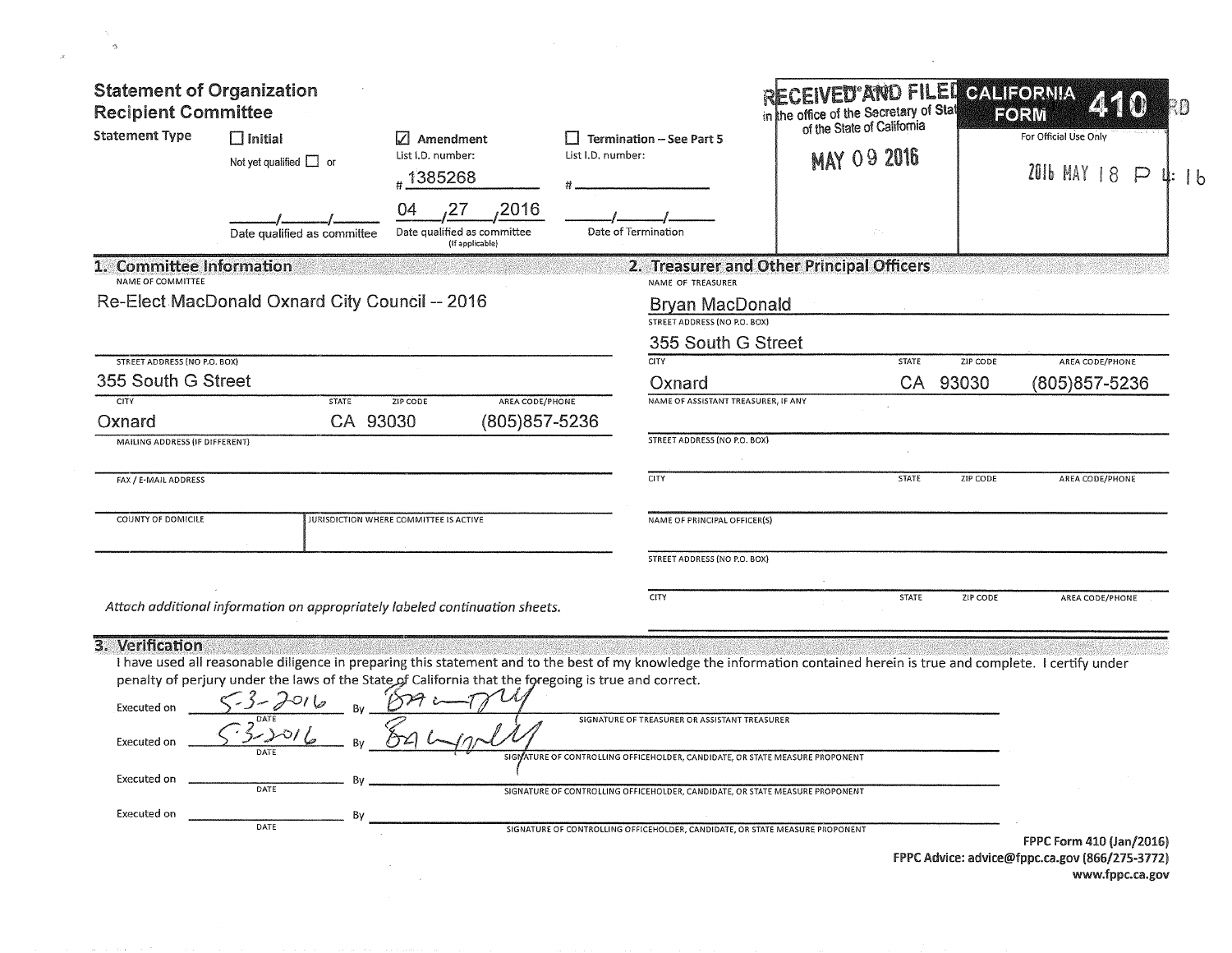# Statement of Organization
## Recipient Committee

**Statement Type**

☐ Initial — Not yet qualified ☐ or ___/___/___ Date qualified as committee

☑ Amendment — List I.D. number: # 1385268 — 04/27/2016 Date qualified as committee (If applicable)

☐ Termination – See Part 5 — List I.D. number: # ______ — ___/___/___ Date of Termination

RECEIVED AND FILED in the office of the Secretary of State of the State of California

MAY 09 2016

**CALIFORNIA FORM 410**

For Official Use Only

2016 MAY 18 P 4:16

## 1. Committee Information

| | |
|---|---|
| NAME OF COMMITTEE | Re-Elect MacDonald Oxnard City Council -- 2016 |
| STREET ADDRESS (NO P.O. BOX) | 355 South G Street |
| CITY | Oxnard |
| STATE | CA |
| ZIP CODE | 93030 |
| AREA CODE/PHONE | (805)857-5236 |
| MAILING ADDRESS (IF DIFFERENT) | |
| FAX / E-MAIL ADDRESS | |
| COUNTY OF DOMICILE | |
| JURISDICTION WHERE COMMITTEE IS ACTIVE | |

*Attach additional information on appropriately labeled continuation sheets.*

## 2. Treasurer and Other Principal Officers

| | |
|---|---|
| NAME OF TREASURER | Bryan MacDonald |
| STREET ADDRESS (NO P.O. BOX) | 355 South G Street |
| CITY | Oxnard |
| STATE | CA |
| ZIP CODE | 93030 |
| AREA CODE/PHONE | (805)857-5236 |
| NAME OF ASSISTANT TREASURER, IF ANY | |
| STREET ADDRESS (NO P.O. BOX) | |
| CITY / STATE / ZIP CODE / AREA CODE/PHONE | |
| NAME OF PRINCIPAL OFFICER(S) | |
| STREET ADDRESS (NO P.O. BOX) | |
| CITY / STATE / ZIP CODE / AREA CODE/PHONE | |

## 3. Verification

I have used all reasonable diligence in preparing this statement and to the best of my knowledge the information contained herein is true and complete. I certify under penalty of perjury under the laws of the State of California that the foregoing is true and correct.

| Executed on (DATE) | By |
|---|---|
| 5-3-2016 | [signature] — SIGNATURE OF TREASURER OR ASSISTANT TREASURER |
| 5-3-2016 | [signature] — SIGNATURE OF CONTROLLING OFFICEHOLDER, CANDIDATE, OR STATE MEASURE PROPONENT |
| | SIGNATURE OF CONTROLLING OFFICEHOLDER, CANDIDATE, OR STATE MEASURE PROPONENT |
| | SIGNATURE OF CONTROLLING OFFICEHOLDER, CANDIDATE, OR STATE MEASURE PROPONENT |

FPPC Form 410 (Jan/2016)
FPPC Advice: advice@fppc.ca.gov (866/275-3772)
www.fppc.ca.gov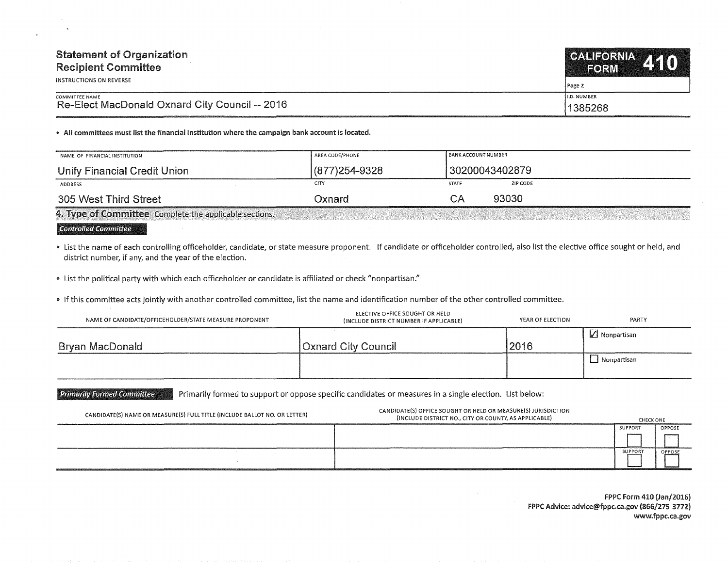## Statement of Organization
## Recipient Committee

INSTRUCTIONS ON REVERSE

**CALIFORNIA FORM 410**

Page 2

| COMMITTEE NAME | I.D. NUMBER |
|---|---|
| Re-Elect MacDonald Oxnard City Council -- 2016 | 1385268 |

- **All committees must list the financial institution where the campaign bank account is located.**

| NAME OF FINANCIAL INSTITUTION | AREA CODE/PHONE | BANK ACCOUNT NUMBER | |
|---|---|---|---|
| Unify Financial Credit Union | (877)254-9328 | 30200043402879 | |
| **ADDRESS** | **CITY** | **STATE** | **ZIP CODE** |
| 305 West Third Street | Oxnard | CA | 93030 |

### 4. Type of Committee Complete the applicable sections.

*Controlled Committee*

- List the name of each controlling officeholder, candidate, or state measure proponent. If candidate or officeholder controlled, also list the elective office sought or held, and district number, if any, and the year of the election.
- List the political party with which each officeholder or candidate is affiliated or check "nonpartisan."
- If this committee acts jointly with another controlled committee, list the name and identification number of the other controlled committee.

| NAME OF CANDIDATE/OFFICEHOLDER/STATE MEASURE PROPONENT | ELECTIVE OFFICE SOUGHT OR HELD (INCLUDE DISTRICT NUMBER IF APPLICABLE) | YEAR OF ELECTION | PARTY |
|---|---|---|---|
| Bryan MacDonald | Oxnard City Council | 2016 | ☑ Nonpartisan |
| | | | ☐ Nonpartisan |

*Primarily Formed Committee* Primarily formed to support or oppose specific candidates or measures in a single election. List below:

| CANDIDATE(S) NAME OR MEASURE(S) FULL TITLE (INCLUDE BALLOT NO. OR LETTER) | CANDIDATE(S) OFFICE SOUGHT OR HELD OR MEASURE(S) JURISDICTION (INCLUDE DISTRICT NO., CITY OR COUNTY, AS APPLICABLE) | CHECK ONE | |
|---|---|---|---|
| | | ☐ SUPPORT | ☐ OPPOSE |
| | | ☐ SUPPORT | ☐ OPPOSE |

FPPC Form 410 (Jan/2016)
FPPC Advice: advice@fppc.ca.gov (866/275-3772)
www.fppc.ca.gov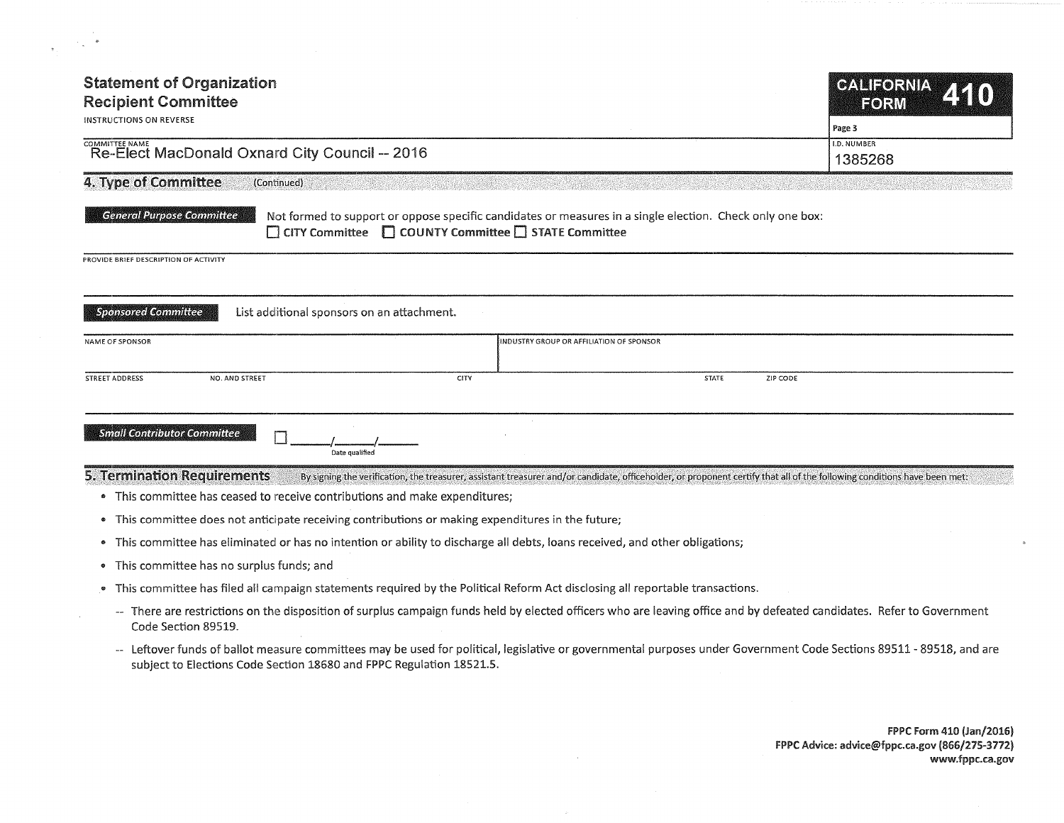# Statement of Organization
## Recipient Committee

INSTRUCTIONS ON REVERSE

**CALIFORNIA FORM 410**

Page 3

COMMITTEE NAME
Re-Elect MacDonald Oxnard City Council -- 2016

I.D. NUMBER
1385268

## 4. Type of Committee (Continued)

**General Purpose Committee** — Not formed to support or oppose specific candidates or measures in a single election. Check only one box:

☐ CITY Committee ☐ COUNTY Committee ☐ STATE Committee

PROVIDE BRIEF DESCRIPTION OF ACTIVITY

**Sponsored Committee** — List additional sponsors on an attachment.

| NAME OF SPONSOR | INDUSTRY GROUP OR AFFILIATION OF SPONSOR |
|---|---|
| | |

| STREET ADDRESS (NO. AND STREET) | CITY | STATE | ZIP CODE |
|---|---|---|---|
| | | | |

**Small Contributor Committee** ☐ \_\_\_\_/\_\_\_\_/\_\_\_\_ Date qualified

## 5. Termination Requirements

By signing the verification, the treasurer, assistant treasurer and/or candidate, officeholder, or proponent certify that all of the following conditions have been met:

- This committee has ceased to receive contributions and make expenditures;
- This committee does not anticipate receiving contributions or making expenditures in the future;
- This committee has eliminated or has no intention or ability to discharge all debts, loans received, and other obligations;
- This committee has no surplus funds; and
- This committee has filed all campaign statements required by the Political Reform Act disclosing all reportable transactions.
  - -- There are restrictions on the disposition of surplus campaign funds held by elected officers who are leaving office and by defeated candidates. Refer to Government Code Section 89519.
  - -- Leftover funds of ballot measure committees may be used for political, legislative or governmental purposes under Government Code Sections 89511 - 89518, and are subject to Elections Code Section 18680 and FPPC Regulation 18521.5.

FPPC Form 410 (Jan/2016)
FPPC Advice: advice@fppc.ca.gov (866/275-3772)
www.fppc.ca.gov